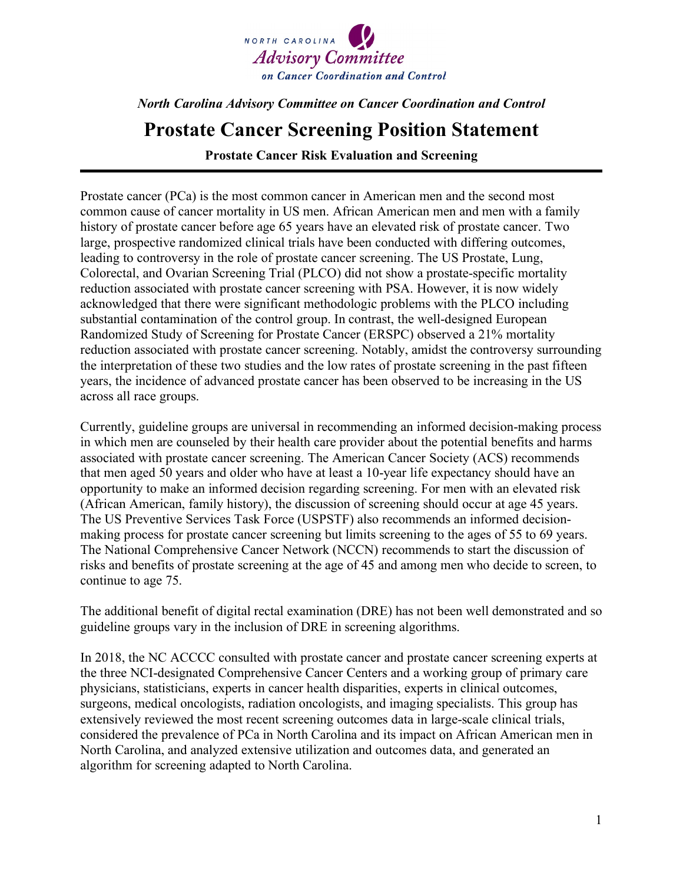NORTH CAROLINA
*Advisory Committee*
*on Cancer Coordination and Control*

*North Carolina Advisory Committee on Cancer Coordination and Control*

# Prostate Cancer Screening Position Statement

**Prostate Cancer Risk Evaluation and Screening**

---

Prostate cancer (PCa) is the most common cancer in American men and the second most common cause of cancer mortality in US men. African American men and men with a family history of prostate cancer before age 65 years have an elevated risk of prostate cancer. Two large, prospective randomized clinical trials have been conducted with differing outcomes, leading to controversy in the role of prostate cancer screening. The US Prostate, Lung, Colorectal, and Ovarian Screening Trial (PLCO) did not show a prostate-specific mortality reduction associated with prostate cancer screening with PSA. However, it is now widely acknowledged that there were significant methodologic problems with the PLCO including substantial contamination of the control group. In contrast, the well-designed European Randomized Study of Screening for Prostate Cancer (ERSPC) observed a 21% mortality reduction associated with prostate cancer screening. Notably, amidst the controversy surrounding the interpretation of these two studies and the low rates of prostate screening in the past fifteen years, the incidence of advanced prostate cancer has been observed to be increasing in the US across all race groups.

Currently, guideline groups are universal in recommending an informed decision-making process in which men are counseled by their health care provider about the potential benefits and harms associated with prostate cancer screening. The American Cancer Society (ACS) recommends that men aged 50 years and older who have at least a 10-year life expectancy should have an opportunity to make an informed decision regarding screening. For men with an elevated risk (African American, family history), the discussion of screening should occur at age 45 years. The US Preventive Services Task Force (USPSTF) also recommends an informed decision-making process for prostate cancer screening but limits screening to the ages of 55 to 69 years. The National Comprehensive Cancer Network (NCCN) recommends to start the discussion of risks and benefits of prostate screening at the age of 45 and among men who decide to screen, to continue to age 75.

The additional benefit of digital rectal examination (DRE) has not been well demonstrated and so guideline groups vary in the inclusion of DRE in screening algorithms.

In 2018, the NC ACCCC consulted with prostate cancer and prostate cancer screening experts at the three NCI-designated Comprehensive Cancer Centers and a working group of primary care physicians, statisticians, experts in cancer health disparities, experts in clinical outcomes, surgeons, medical oncologists, radiation oncologists, and imaging specialists. This group has extensively reviewed the most recent screening outcomes data in large-scale clinical trials, considered the prevalence of PCa in North Carolina and its impact on African American men in North Carolina, and analyzed extensive utilization and outcomes data, and generated an algorithm for screening adapted to North Carolina.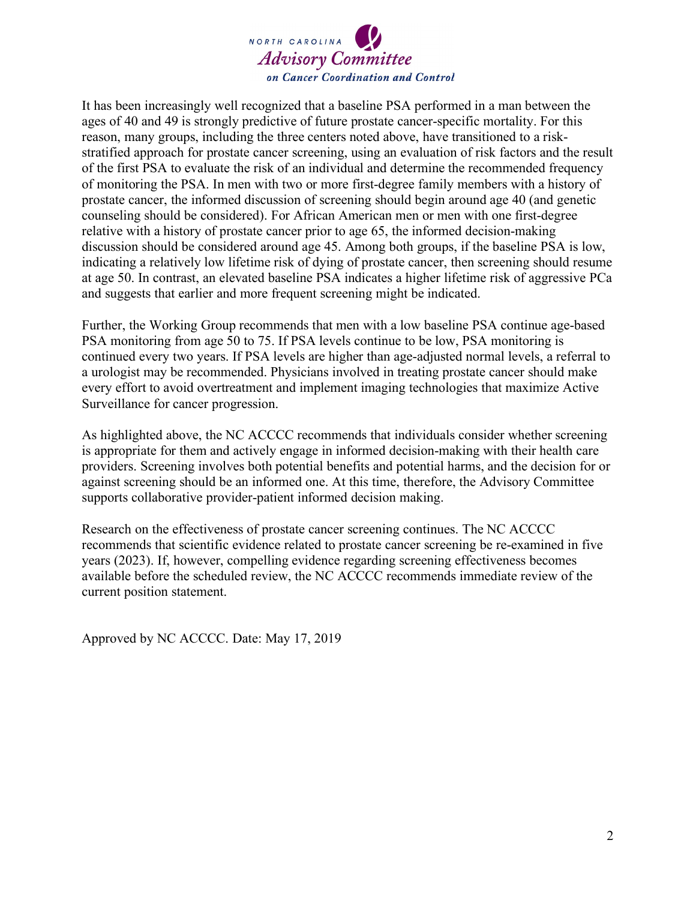It has been increasingly well recognized that a baseline PSA performed in a man between the ages of 40 and 49 is strongly predictive of future prostate cancer-specific mortality. For this reason, many groups, including the three centers noted above, have transitioned to a risk-stratified approach for prostate cancer screening, using an evaluation of risk factors and the result of the first PSA to evaluate the risk of an individual and determine the recommended frequency of monitoring the PSA. In men with two or more first-degree family members with a history of prostate cancer, the informed discussion of screening should begin around age 40 (and genetic counseling should be considered). For African American men or men with one first-degree relative with a history of prostate cancer prior to age 65, the informed decision-making discussion should be considered around age 45. Among both groups, if the baseline PSA is low, indicating a relatively low lifetime risk of dying of prostate cancer, then screening should resume at age 50. In contrast, an elevated baseline PSA indicates a higher lifetime risk of aggressive PCa and suggests that earlier and more frequent screening might be indicated.

Further, the Working Group recommends that men with a low baseline PSA continue age-based PSA monitoring from age 50 to 75. If PSA levels continue to be low, PSA monitoring is continued every two years. If PSA levels are higher than age-adjusted normal levels, a referral to a urologist may be recommended. Physicians involved in treating prostate cancer should make every effort to avoid overtreatment and implement imaging technologies that maximize Active Surveillance for cancer progression.

As highlighted above, the NC ACCCC recommends that individuals consider whether screening is appropriate for them and actively engage in informed decision-making with their health care providers. Screening involves both potential benefits and potential harms, and the decision for or against screening should be an informed one. At this time, therefore, the Advisory Committee supports collaborative provider-patient informed decision making.

Research on the effectiveness of prostate cancer screening continues. The NC ACCCC recommends that scientific evidence related to prostate cancer screening be re-examined in five years (2023). If, however, compelling evidence regarding screening effectiveness becomes available before the scheduled review, the NC ACCCC recommends immediate review of the current position statement.

Approved by NC ACCCC. Date: May 17, 2019